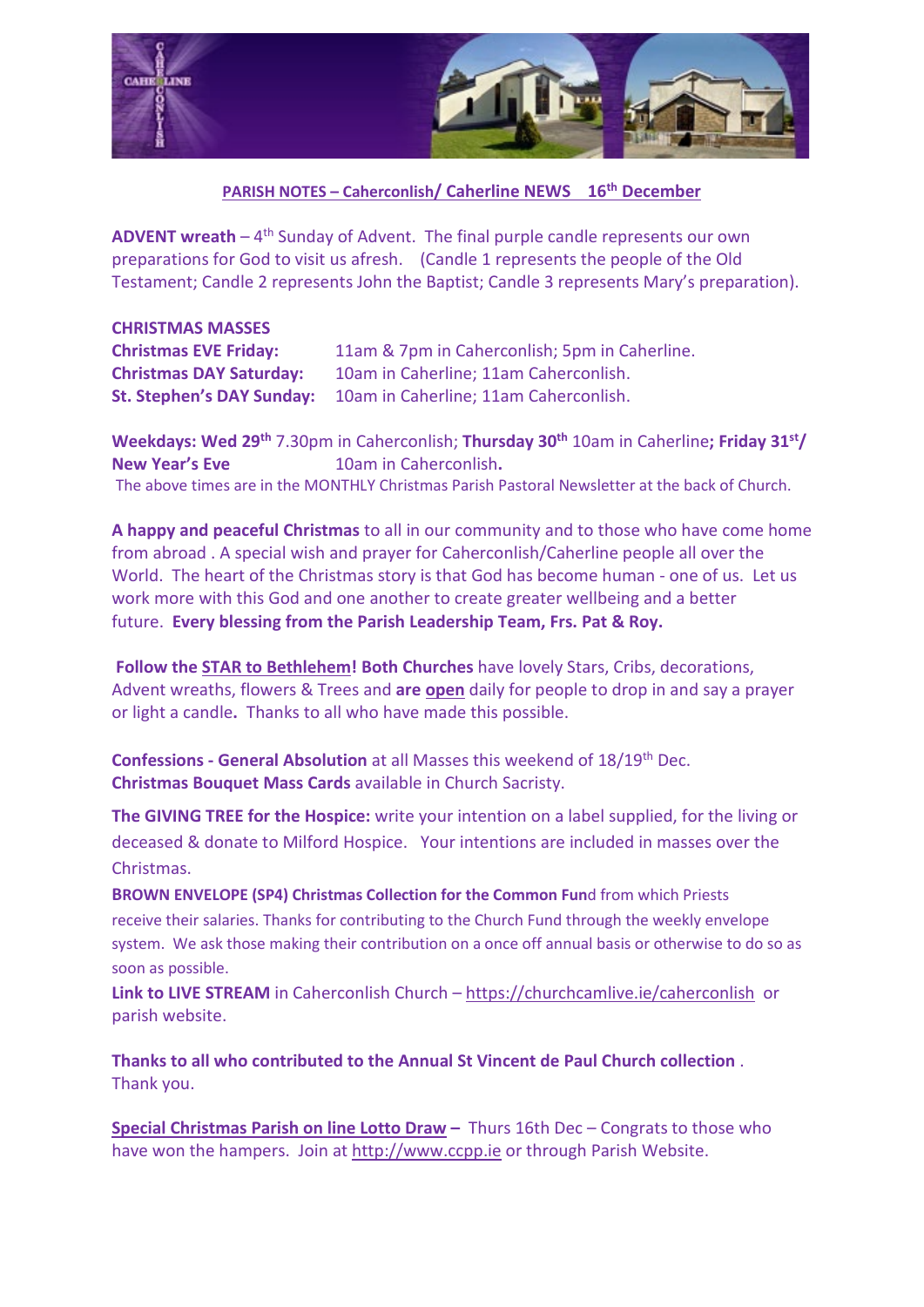**PARISH NOTES – Caherconlish/ Caherline NEWS 16th December**

**ADVENT wreath** – 4th Sunday of Advent. The final purple candle represents our own preparations for God to visit us afresh. (Candle 1 represents the people of the Old Testament; Candle 2 represents John the Baptist; Candle 3 represents Mary's preparation).

**CHRISTMAS MASSES**

| | |
|---|---|
| **Christmas EVE Friday:** | 11am & 7pm in Caherconlish; 5pm in Caherline. |
| **Christmas DAY Saturday:** | 10am in Caherline; 11am Caherconlish. |
| **St. Stephen's DAY Sunday:** | 10am in Caherline; 11am Caherconlish. |

**Weekdays: Wed 29th** 7.30pm in Caherconlish; **Thursday 30th** 10am in Caherline**; Friday 31st/ New Year's Eve** 10am in Caherconlish**.**
The above times are in the MONTHLY Christmas Parish Pastoral Newsletter at the back of Church.

**A happy and peaceful Christmas** to all in our community and to those who have come home from abroad . A special wish and prayer for Caherconlish/Caherline people all over the World. The heart of the Christmas story is that God has become human - one of us. Let us work more with this God and one another to create greater wellbeing and a better future. **Every blessing from the Parish Leadership Team, Frs. Pat & Roy.**

**Follow the STAR to Bethlehem! Both Churches** have lovely Stars, Cribs, decorations, Advent wreaths, flowers & Trees and **are open** daily for people to drop in and say a prayer or light a candle**.** Thanks to all who have made this possible.

**Confessions - General Absolution** at all Masses this weekend of 18/19th Dec.
**Christmas Bouquet Mass Cards** available in Church Sacristy.

**The GIVING TREE for the Hospice:** write your intention on a label supplied, for the living or deceased & donate to Milford Hospice. Your intentions are included in masses over the Christmas.

**BROWN ENVELOPE (SP4) Christmas Collection for the Common Fun**d from which Priests receive their salaries. Thanks for contributing to the Church Fund through the weekly envelope system. We ask those making their contribution on a once off annual basis or otherwise to do so as soon as possible.

**Link to LIVE STREAM** in Caherconlish Church – https://churchcamlive.ie/caherconlish or parish website.

**Thanks to all who contributed to the Annual St Vincent de Paul Church collection** . Thank you.

**Special Christmas Parish on line Lotto Draw –** Thurs 16th Dec – Congrats to those who have won the hampers. Join at http://www.ccpp.ie or through Parish Website.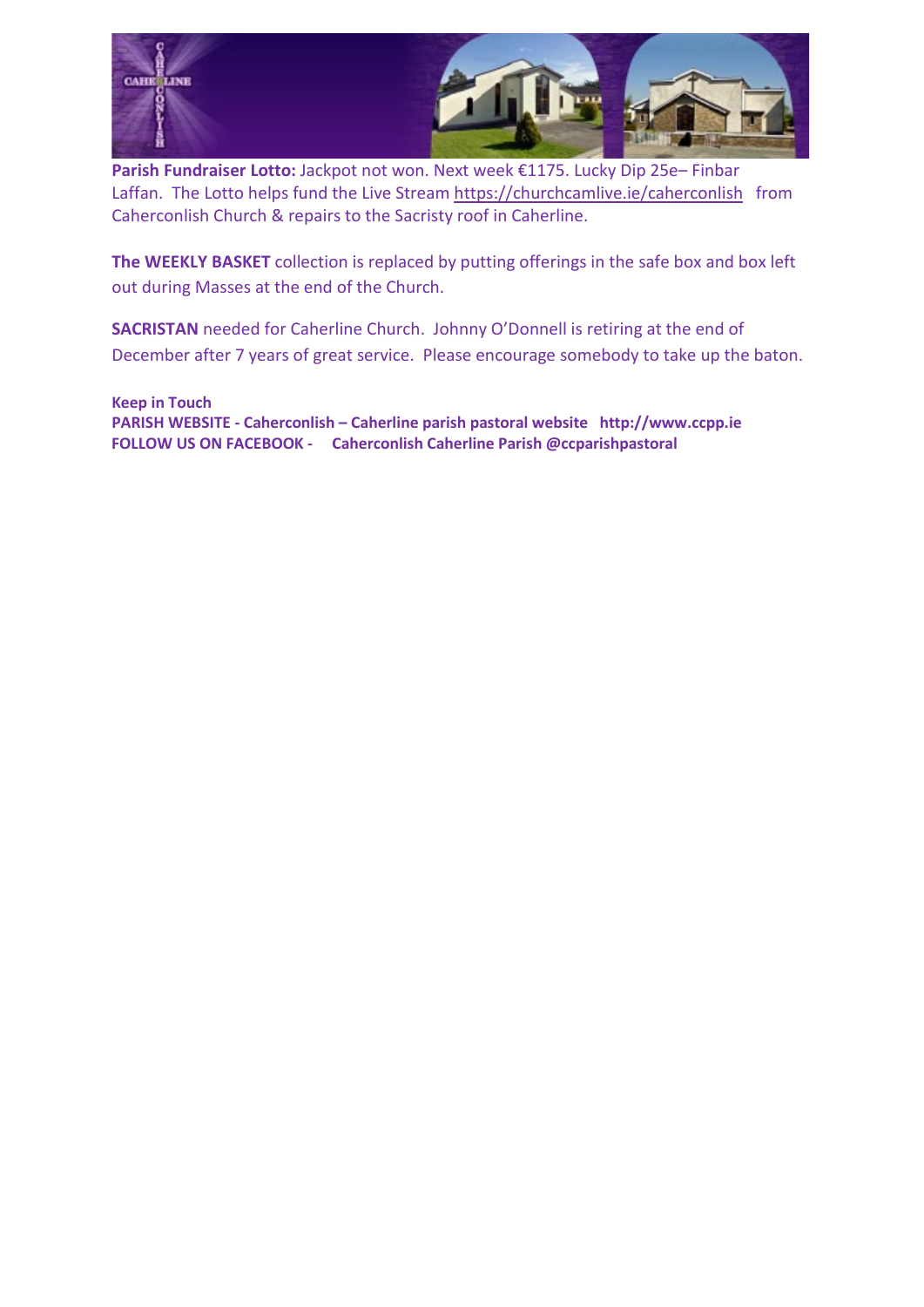**Parish Fundraiser Lotto:** Jackpot not won. Next week €1175. Lucky Dip 25e– Finbar Laffan. The Lotto helps fund the Live Stream https://churchcamlive.ie/caherconlish from Caherconlish Church & repairs to the Sacristy roof in Caherline.

**The WEEKLY BASKET** collection is replaced by putting offerings in the safe box and box left out during Masses at the end of the Church.

**SACRISTAN** needed for Caherline Church. Johnny O'Donnell is retiring at the end of December after 7 years of great service. Please encourage somebody to take up the baton.

**Keep in Touch**
**PARISH WEBSITE - Caherconlish – Caherline parish pastoral website http://www.ccpp.ie**
**FOLLOW US ON FACEBOOK - Caherconlish Caherline Parish @ccparishpastoral**